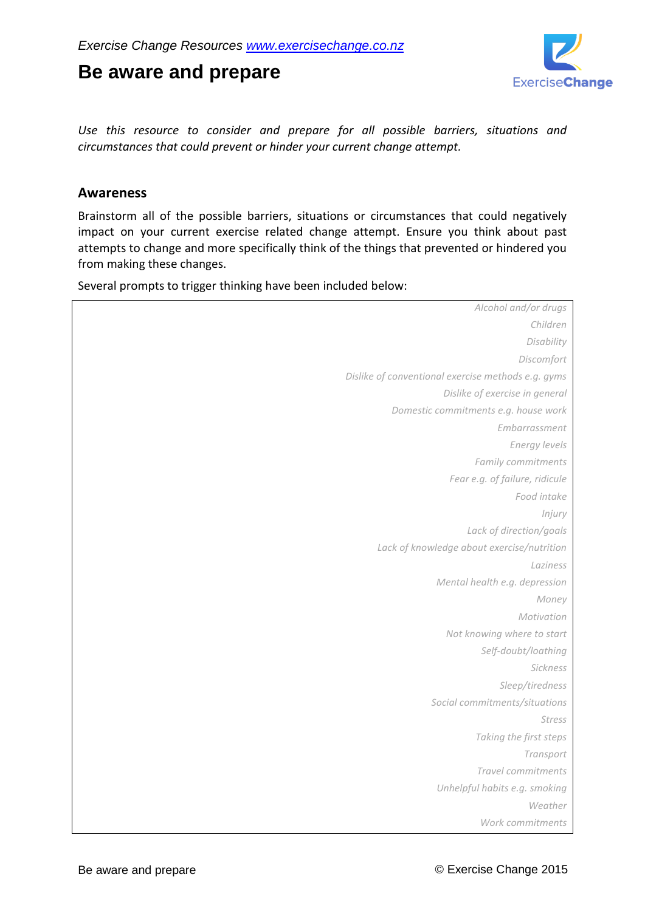*Exercise Change Resources [www.exercisechange.co.nz](http://www.exercisechange.co.nz)*

# Be aware and prepare

ExerciseChange

*Use this resource to consider and prepare for all possible barriers, situations and circumstances that could prevent or hinder your current change attempt.*

## Awareness

Brainstorm all of the possible barriers, situations or circumstances that could negatively impact on your current exercise related change attempt. Ensure you think about past attempts to change and more specifically think of the things that prevented or hindered you from making these changes.

Several prompts to trigger thinking have been included below:

*Alcohol and/or drugs*
*Children*
*Disability*
*Discomfort*
*Dislike of conventional exercise methods e.g. gyms*
*Dislike of exercise in general*
*Domestic commitments e.g. house work*
*Embarrassment*
*Energy levels*
*Family commitments*
*Fear e.g. of failure, ridicule*
*Food intake*
*Injury*
*Lack of direction/goals*
*Lack of knowledge about exercise/nutrition*
*Laziness*
*Mental health e.g. depression*
*Money*
*Motivation*
*Not knowing where to start*
*Self-doubt/loathing*
*Sickness*
*Sleep/tiredness*
*Social commitments/situations*
*Stress*
*Taking the first steps*
*Transport*
*Travel commitments*
*Unhelpful habits e.g. smoking*
*Weather*
*Work commitments*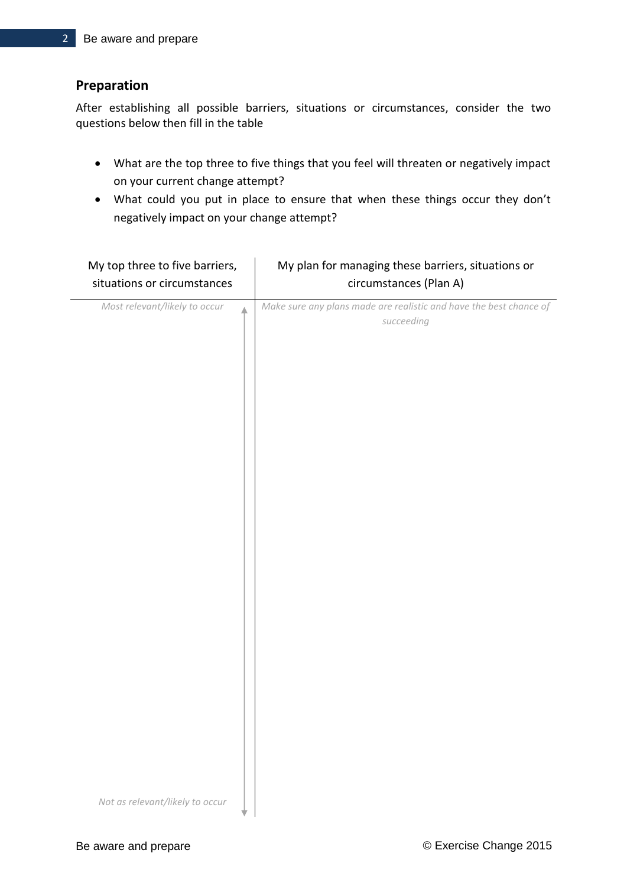## Preparation

After establishing all possible barriers, situations or circumstances, consider the two questions below then fill in the table

- What are the top three to five things that you feel will threaten or negatively impact on your current change attempt?
- What could you put in place to ensure that when these things occur they don't negatively impact on your change attempt?

| My top three to five barriers, situations or circumstances | My plan for managing these barriers, situations or circumstances (Plan A) |
| --- | --- |
| *Most relevant/likely to occur* | *Make sure any plans made are realistic and have the best chance of succeeding* |
| | |
| *Not as relevant/likely to occur* | |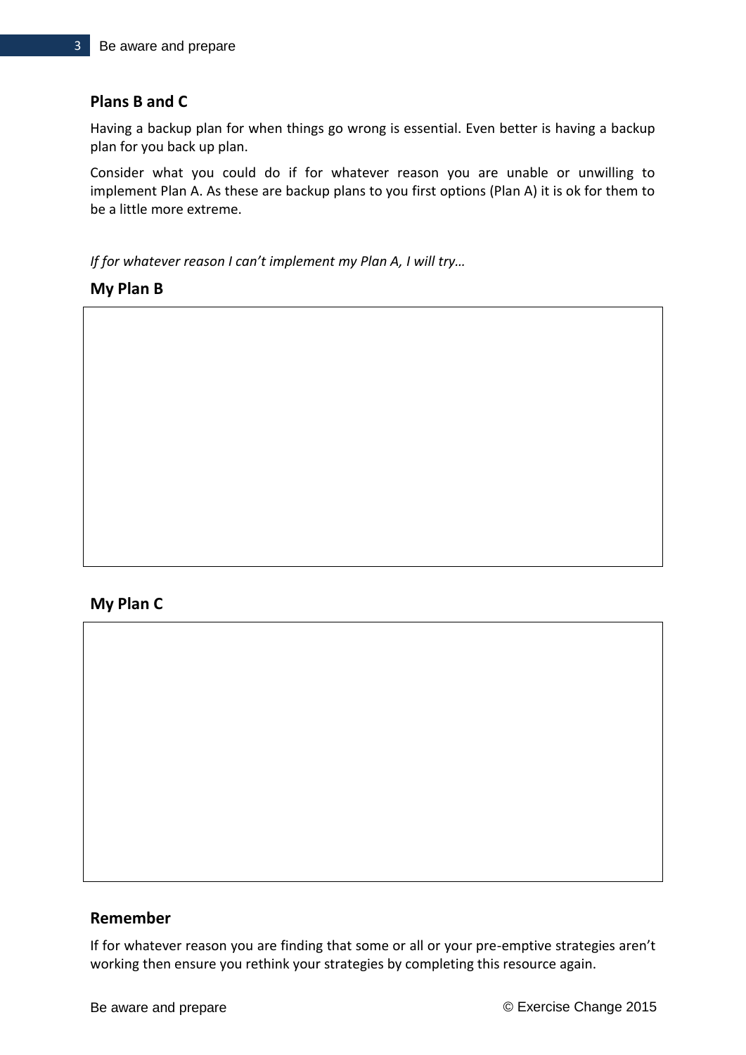## Plans B and C

Having a backup plan for when things go wrong is essential. Even better is having a backup plan for you back up plan.

Consider what you could do if for whatever reason you are unable or unwilling to implement Plan A. As these are backup plans to you first options (Plan A) it is ok for them to be a little more extreme.

*If for whatever reason I can't implement my Plan A, I will try…*

### My Plan B

### My Plan C

## Remember

If for whatever reason you are finding that some or all or your pre-emptive strategies aren't working then ensure you rethink your strategies by completing this resource again.